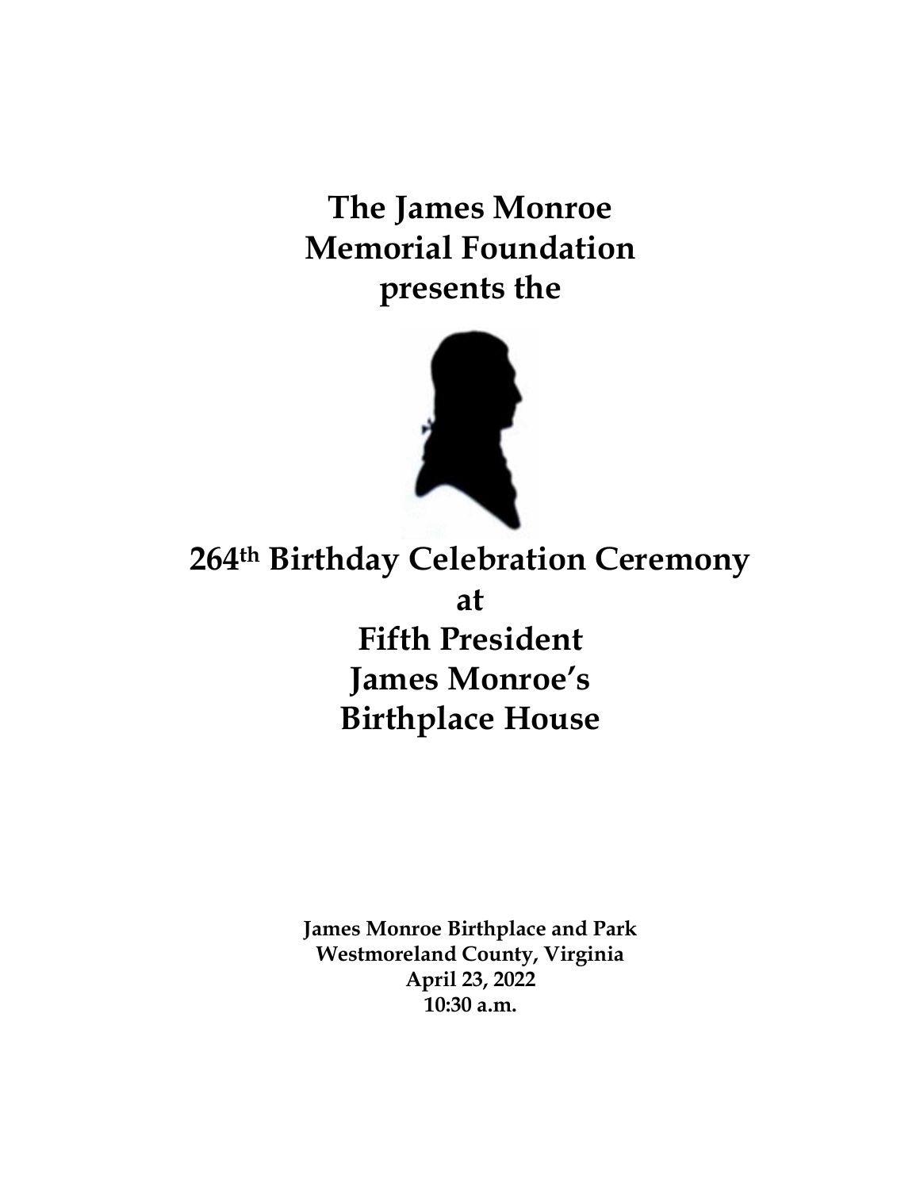# The James Monroe Memorial Foundation presents the

# 264th Birthday Celebration Ceremony at Fifth President James Monroe's Birthplace House

**James Monroe Birthplace and Park**
**Westmoreland County, Virginia**
**April 23, 2022**
**10:30 a.m.**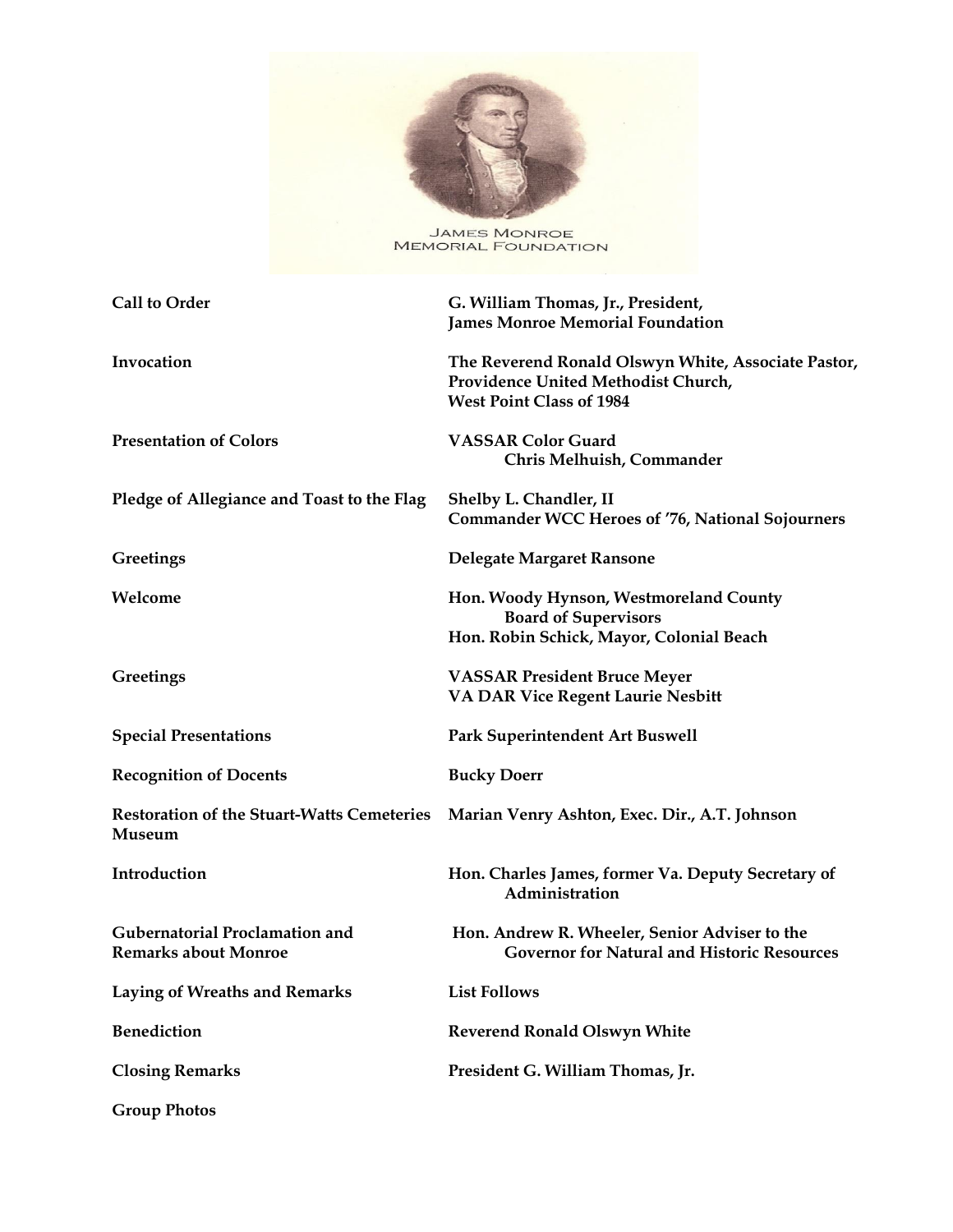JAMES MONROE
MEMORIAL FOUNDATION

| | |
|---|---|
| **Call to Order** | **G. William Thomas, Jr., President, James Monroe Memorial Foundation** |
| **Invocation** | **The Reverend Ronald Olswyn White, Associate Pastor, Providence United Methodist Church, West Point Class of 1984** |
| **Presentation of Colors** | **VASSAR Color Guard Chris Melhuish, Commander** |
| **Pledge of Allegiance and Toast to the Flag** | **Shelby L. Chandler, II Commander WCC Heroes of '76, National Sojourners** |
| **Greetings** | **Delegate Margaret Ransone** |
| **Welcome** | **Hon. Woody Hynson, Westmoreland County Board of Supervisors**<br>**Hon. Robin Schick, Mayor, Colonial Beach** |
| **Greetings** | **VASSAR President Bruce Meyer**<br>**VA DAR Vice Regent Laurie Nesbitt** |
| **Special Presentations** | **Park Superintendent Art Buswell** |
| **Recognition of Docents** | **Bucky Doerr** |
| **Restoration of the Stuart-Watts Cemeteries Museum** | **Marian Venry Ashton, Exec. Dir., A.T. Johnson** |
| **Introduction** | **Hon. Charles James, former Va. Deputy Secretary of Administration** |
| **Gubernatorial Proclamation and Remarks about Monroe** | **Hon. Andrew R. Wheeler, Senior Adviser to the Governor for Natural and Historic Resources** |
| **Laying of Wreaths and Remarks** | **List Follows** |
| **Benediction** | **Reverend Ronald Olswyn White** |
| **Closing Remarks** | **President G. William Thomas, Jr.** |
| **Group Photos** | |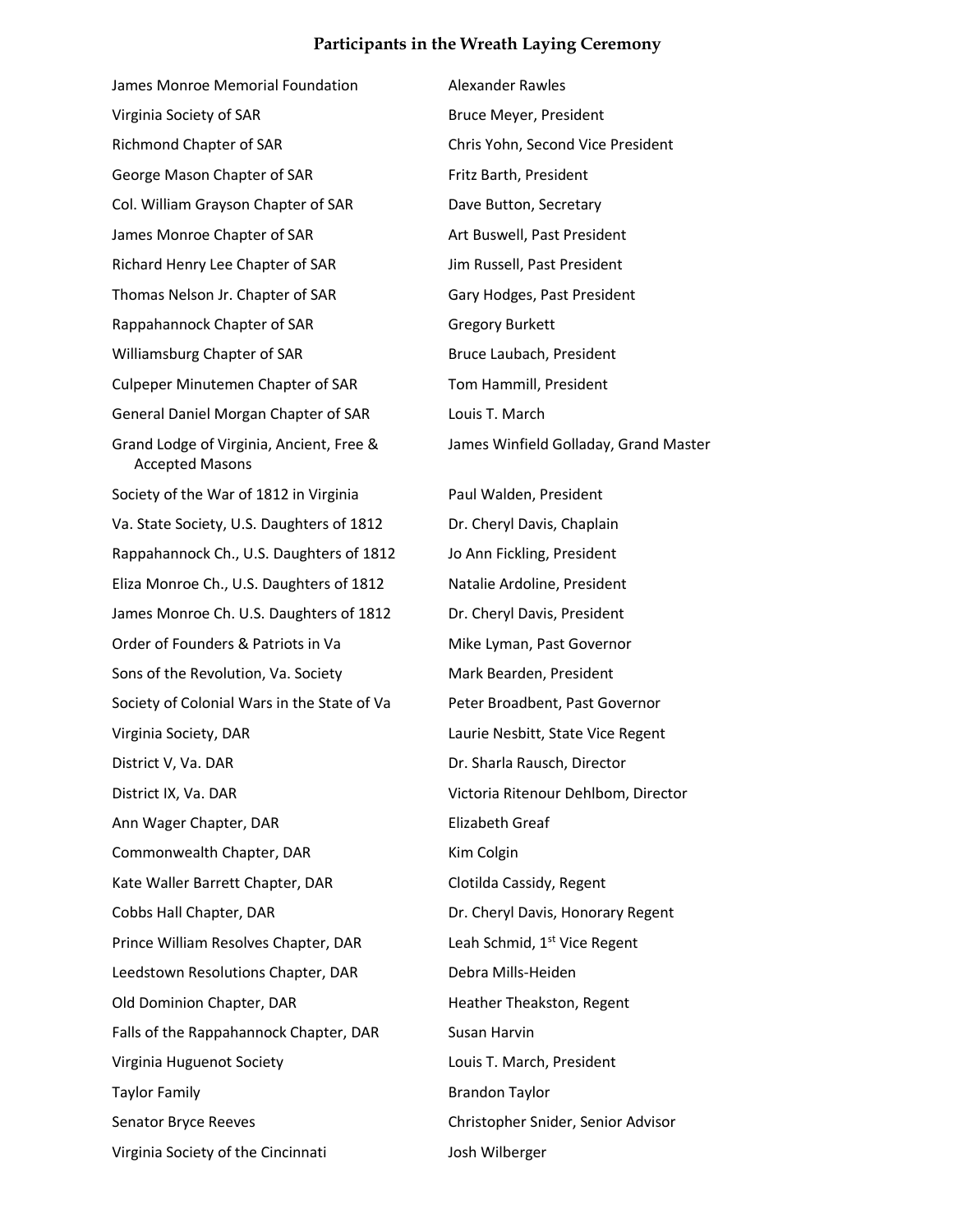# Participants in the Wreath Laying Ceremony

| Organization | Representative |
| --- | --- |
| James Monroe Memorial Foundation | Alexander Rawles |
| Virginia Society of SAR | Bruce Meyer, President |
| Richmond Chapter of SAR | Chris Yohn, Second Vice President |
| George Mason Chapter of SAR | Fritz Barth, President |
| Col. William Grayson Chapter of SAR | Dave Button, Secretary |
| James Monroe Chapter of SAR | Art Buswell, Past President |
| Richard Henry Lee Chapter of SAR | Jim Russell, Past President |
| Thomas Nelson Jr. Chapter of SAR | Gary Hodges, Past President |
| Rappahannock Chapter of SAR | Gregory Burkett |
| Williamsburg Chapter of SAR | Bruce Laubach, President |
| Culpeper Minutemen Chapter of SAR | Tom Hammill, President |
| General Daniel Morgan Chapter of SAR | Louis T. March |
| Grand Lodge of Virginia, Ancient, Free & Accepted Masons | James Winfield Golladay, Grand Master |
| Society of the War of 1812 in Virginia | Paul Walden, President |
| Va. State Society, U.S. Daughters of 1812 | Dr. Cheryl Davis, Chaplain |
| Rappahannock Ch., U.S. Daughters of 1812 | Jo Ann Fickling, President |
| Eliza Monroe Ch., U.S. Daughters of 1812 | Natalie Ardoline, President |
| James Monroe Ch. U.S. Daughters of 1812 | Dr. Cheryl Davis, President |
| Order of Founders & Patriots in Va | Mike Lyman, Past Governor |
| Sons of the Revolution, Va. Society | Mark Bearden, President |
| Society of Colonial Wars in the State of Va | Peter Broadbent, Past Governor |
| Virginia Society, DAR | Laurie Nesbitt, State Vice Regent |
| District V, Va. DAR | Dr. Sharla Rausch, Director |
| District IX, Va. DAR | Victoria Ritenour Dehlbom, Director |
| Ann Wager Chapter, DAR | Elizabeth Greaf |
| Commonwealth Chapter, DAR | Kim Colgin |
| Kate Waller Barrett Chapter, DAR | Clotilda Cassidy, Regent |
| Cobbs Hall Chapter, DAR | Dr. Cheryl Davis, Honorary Regent |
| Prince William Resolves Chapter, DAR | Leah Schmid, 1st Vice Regent |
| Leedstown Resolutions Chapter, DAR | Debra Mills-Heiden |
| Old Dominion Chapter, DAR | Heather Theakston, Regent |
| Falls of the Rappahannock Chapter, DAR | Susan Harvin |
| Virginia Huguenot Society | Louis T. March, President |
| Taylor Family | Brandon Taylor |
| Senator Bryce Reeves | Christopher Snider, Senior Advisor |
| Virginia Society of the Cincinnati | Josh Wilberger |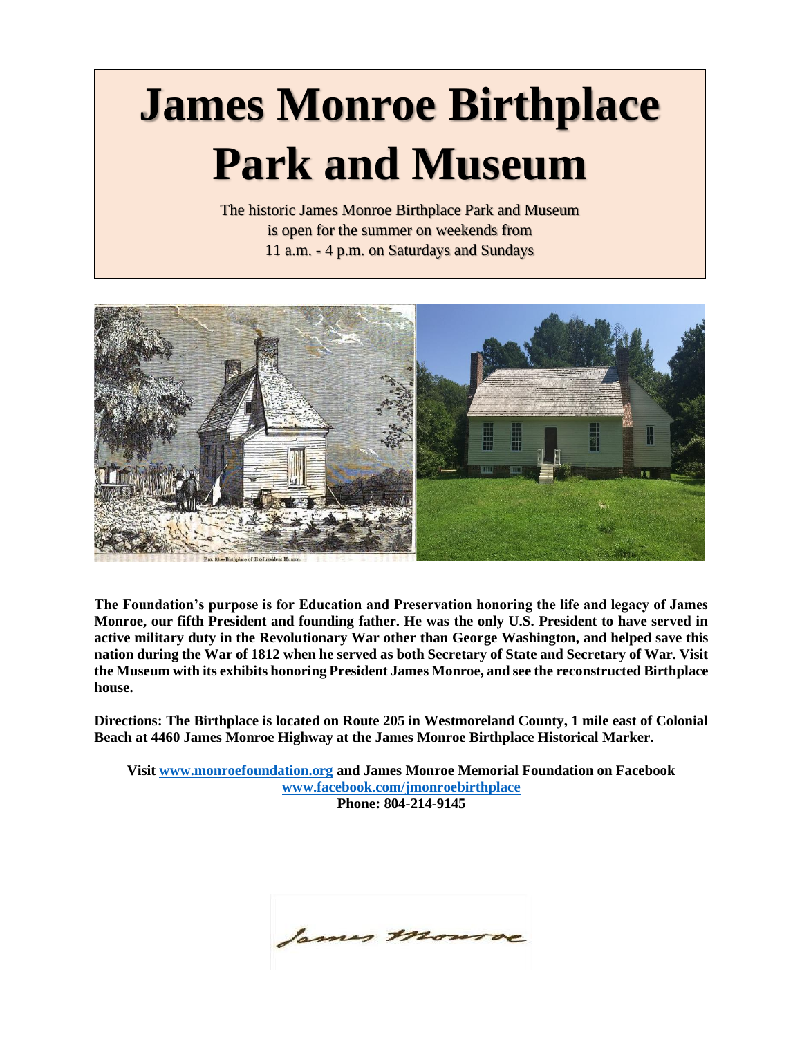# James Monroe Birthplace Park and Museum

The historic James Monroe Birthplace Park and Museum
is open for the summer on weekends from
11 a.m. - 4 p.m. on Saturdays and Sundays

Fig. 93.—Birthplace of Ex-President Monroe.

**The Foundation's purpose is for Education and Preservation honoring the life and legacy of James Monroe, our fifth President and founding father. He was the only U.S. President to have served in active military duty in the Revolutionary War other than George Washington, and helped save this nation during the War of 1812 when he served as both Secretary of State and Secretary of War. Visit the Museum with its exhibits honoring President James Monroe, and see the reconstructed Birthplace house.**

**Directions: The Birthplace is located on Route 205 in Westmoreland County, 1 mile east of Colonial Beach at 4460 James Monroe Highway at the James Monroe Birthplace Historical Marker.**

**Visit [www.monroefoundation.org](http://www.monroefoundation.org) and James Monroe Memorial Foundation on Facebook**
**[www.facebook.com/jmonroebirthplace](http://www.facebook.com/jmonroebirthplace)**
**Phone: 804-214-9145**

James Monroe